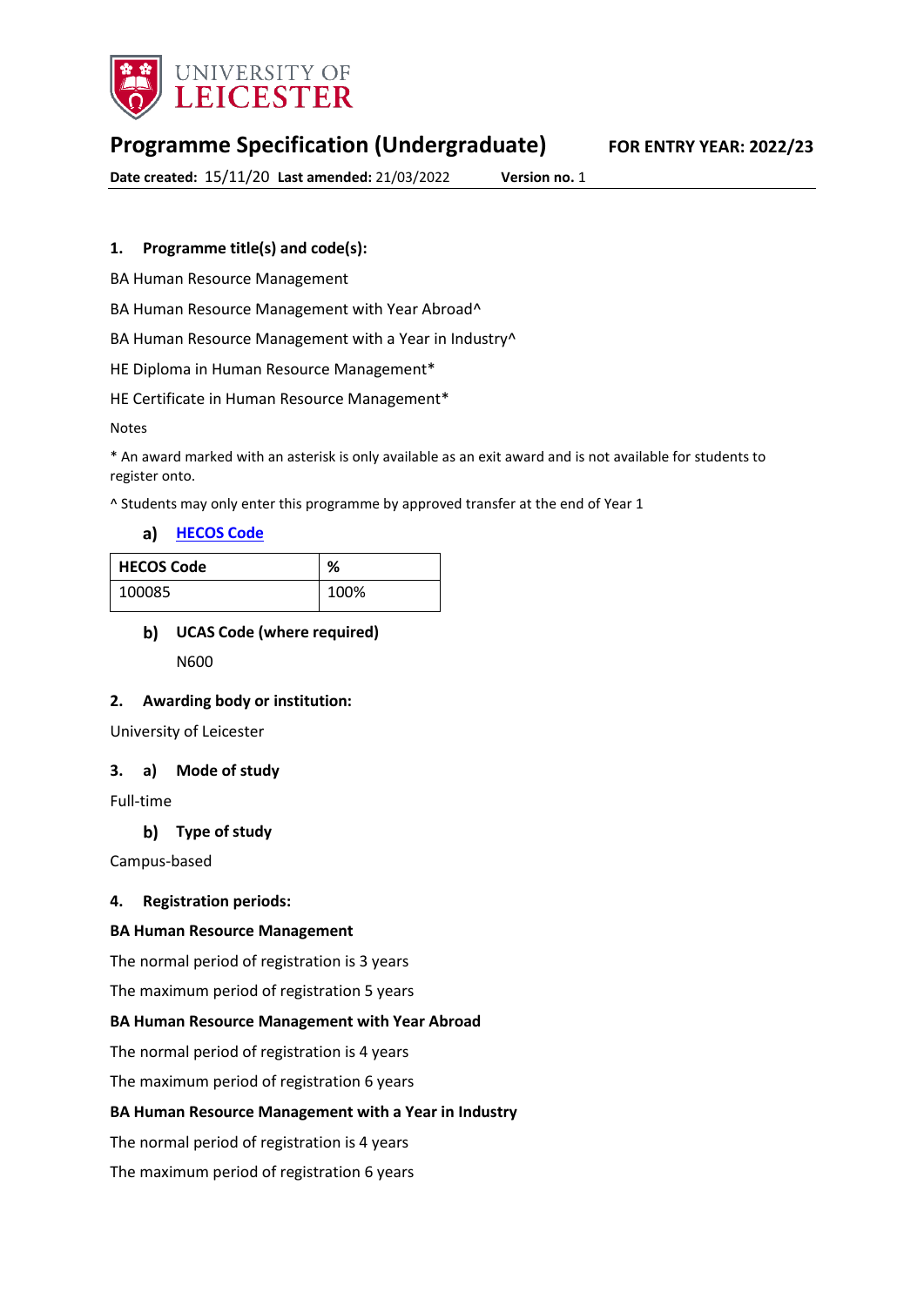UNIVERSITY OF LEICESTER

# Programme Specification (Undergraduate)

**FOR ENTRY YEAR: 2022/23**

**Date created:** 15/11/20 **Last amended:** 21/03/2022 **Version no.** 1

## 1. Programme title(s) and code(s):

BA Human Resource Management

BA Human Resource Management with Year Abroad^

BA Human Resource Management with a Year in Industry^

HE Diploma in Human Resource Management*

HE Certificate in Human Resource Management*

Notes

* An award marked with an asterisk is only available as an exit award and is not available for students to register onto.

^ Students may only enter this programme by approved transfer at the end of Year 1

### a) HECOS Code

| HECOS Code | % |
|---|---|
| 100085 | 100% |

### b) UCAS Code (where required)

N600

## 2. Awarding body or institution:

University of Leicester

## 3. a) Mode of study

Full-time

### b) Type of study

Campus-based

## 4. Registration periods:

**BA Human Resource Management**

The normal period of registration is 3 years

The maximum period of registration 5 years

**BA Human Resource Management with Year Abroad**

The normal period of registration is 4 years

The maximum period of registration 6 years

**BA Human Resource Management with a Year in Industry**

The normal period of registration is 4 years

The maximum period of registration 6 years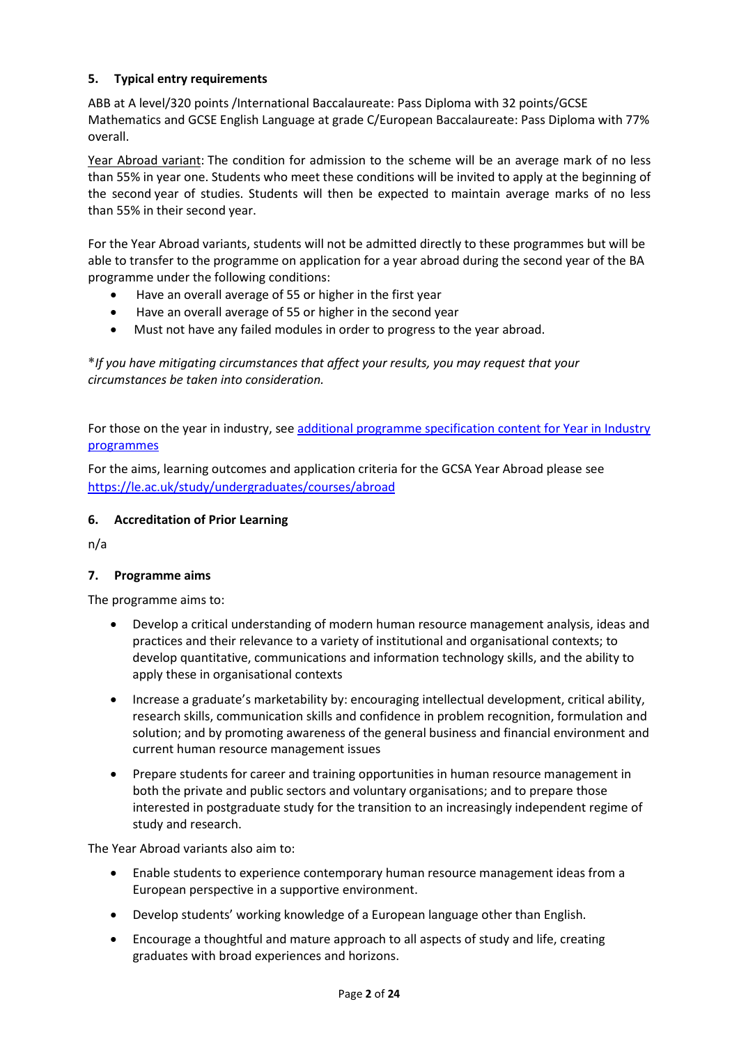### 5. Typical entry requirements

ABB at A level/320 points /International Baccalaureate: Pass Diploma with 32 points/GCSE Mathematics and GCSE English Language at grade C/European Baccalaureate: Pass Diploma with 77% overall.

Year Abroad variant: The condition for admission to the scheme will be an average mark of no less than 55% in year one. Students who meet these conditions will be invited to apply at the beginning of the second year of studies. Students will then be expected to maintain average marks of no less than 55% in their second year.

For the Year Abroad variants, students will not be admitted directly to these programmes but will be able to transfer to the programme on application for a year abroad during the second year of the BA programme under the following conditions:

- Have an overall average of 55 or higher in the first year
- Have an overall average of 55 or higher in the second year
- Must not have any failed modules in order to progress to the year abroad.

\**If you have mitigating circumstances that affect your results, you may request that your circumstances be taken into consideration.*

For those on the year in industry, see [additional programme specification content for Year in Industry programmes]()

For the aims, learning outcomes and application criteria for the GCSA Year Abroad please see [https://le.ac.uk/study/undergraduates/courses/abroad](https://le.ac.uk/study/undergraduates/courses/abroad)

### 6. Accreditation of Prior Learning

n/a

### 7. Programme aims

The programme aims to:

- Develop a critical understanding of modern human resource management analysis, ideas and practices and their relevance to a variety of institutional and organisational contexts; to develop quantitative, communications and information technology skills, and the ability to apply these in organisational contexts
- Increase a graduate's marketability by: encouraging intellectual development, critical ability, research skills, communication skills and confidence in problem recognition, formulation and solution; and by promoting awareness of the general business and financial environment and current human resource management issues
- Prepare students for career and training opportunities in human resource management in both the private and public sectors and voluntary organisations; and to prepare those interested in postgraduate study for the transition to an increasingly independent regime of study and research.

The Year Abroad variants also aim to:

- Enable students to experience contemporary human resource management ideas from a European perspective in a supportive environment.
- Develop students' working knowledge of a European language other than English.
- Encourage a thoughtful and mature approach to all aspects of study and life, creating graduates with broad experiences and horizons.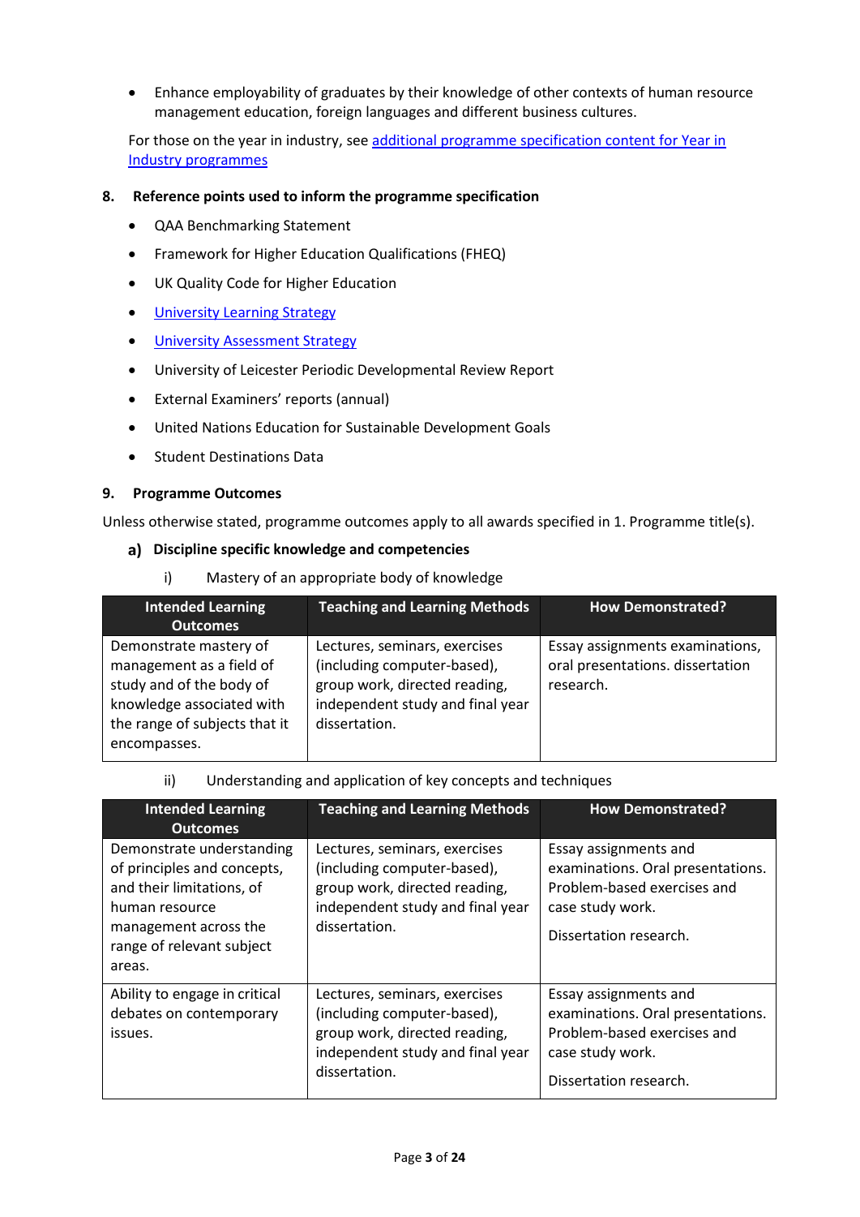- Enhance employability of graduates by their knowledge of other contexts of human resource management education, foreign languages and different business cultures.

For those on the year in industry, see [additional programme specification content for Year in Industry programmes]

## 8. Reference points used to inform the programme specification

- QAA Benchmarking Statement
- Framework for Higher Education Qualifications (FHEQ)
- UK Quality Code for Higher Education
- [University Learning Strategy]
- [University Assessment Strategy]
- University of Leicester Periodic Developmental Review Report
- External Examiners' reports (annual)
- United Nations Education for Sustainable Development Goals
- Student Destinations Data

## 9. Programme Outcomes

Unless otherwise stated, programme outcomes apply to all awards specified in 1. Programme title(s).

### a) Discipline specific knowledge and competencies

i) Mastery of an appropriate body of knowledge

| Intended Learning Outcomes | Teaching and Learning Methods | How Demonstrated? |
|---|---|---|
| Demonstrate mastery of management as a field of study and of the body of knowledge associated with the range of subjects that it encompasses. | Lectures, seminars, exercises (including computer-based), group work, directed reading, independent study and final year dissertation. | Essay assignments examinations, oral presentations. dissertation research. |

ii) Understanding and application of key concepts and techniques

| Intended Learning Outcomes | Teaching and Learning Methods | How Demonstrated? |
|---|---|---|
| Demonstrate understanding of principles and concepts, and their limitations, of human resource management across the range of relevant subject areas. | Lectures, seminars, exercises (including computer-based), group work, directed reading, independent study and final year dissertation. | Essay assignments and examinations. Oral presentations. Problem-based exercises and case study work. Dissertation research. |
| Ability to engage in critical debates on contemporary issues. | Lectures, seminars, exercises (including computer-based), group work, directed reading, independent study and final year dissertation. | Essay assignments and examinations. Oral presentations. Problem-based exercises and case study work. Dissertation research. |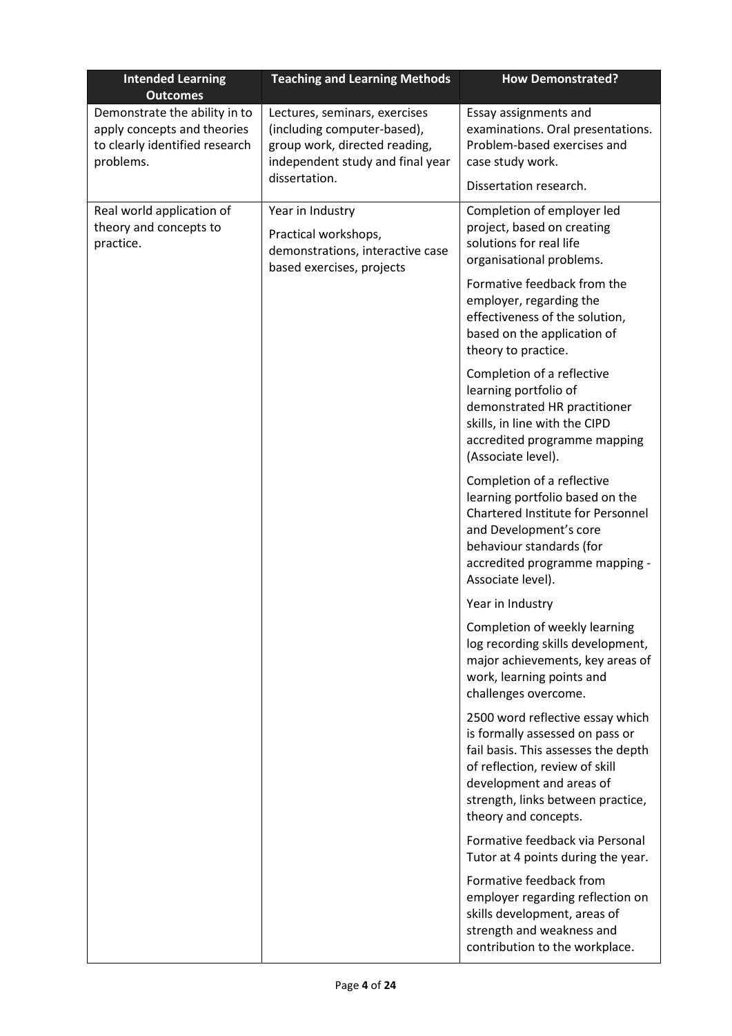| Intended Learning Outcomes | Teaching and Learning Methods | How Demonstrated? |
|---|---|---|
| Demonstrate the ability in to apply concepts and theories to clearly identified research problems. | Lectures, seminars, exercises (including computer-based), group work, directed reading, independent study and final year dissertation. | Essay assignments and examinations. Oral presentations. Problem-based exercises and case study work.<br><br>Dissertation research. |
| Real world application of theory and concepts to practice. | Year in Industry<br><br>Practical workshops, demonstrations, interactive case based exercises, projects | Completion of employer led project, based on creating solutions for real life organisational problems.<br><br>Formative feedback from the employer, regarding the effectiveness of the solution, based on the application of theory to practice.<br><br>Completion of a reflective learning portfolio of demonstrated HR practitioner skills, in line with the CIPD accredited programme mapping (Associate level).<br><br>Completion of a reflective learning portfolio based on the Chartered Institute for Personnel and Development's core behaviour standards (for accredited programme mapping - Associate level).<br><br>Year in Industry<br><br>Completion of weekly learning log recording skills development, major achievements, key areas of work, learning points and challenges overcome.<br><br>2500 word reflective essay which is formally assessed on pass or fail basis. This assesses the depth of reflection, review of skill development and areas of strength, links between practice, theory and concepts.<br><br>Formative feedback via Personal Tutor at 4 points during the year.<br><br>Formative feedback from employer regarding reflection on skills development, areas of strength and weakness and contribution to the workplace. |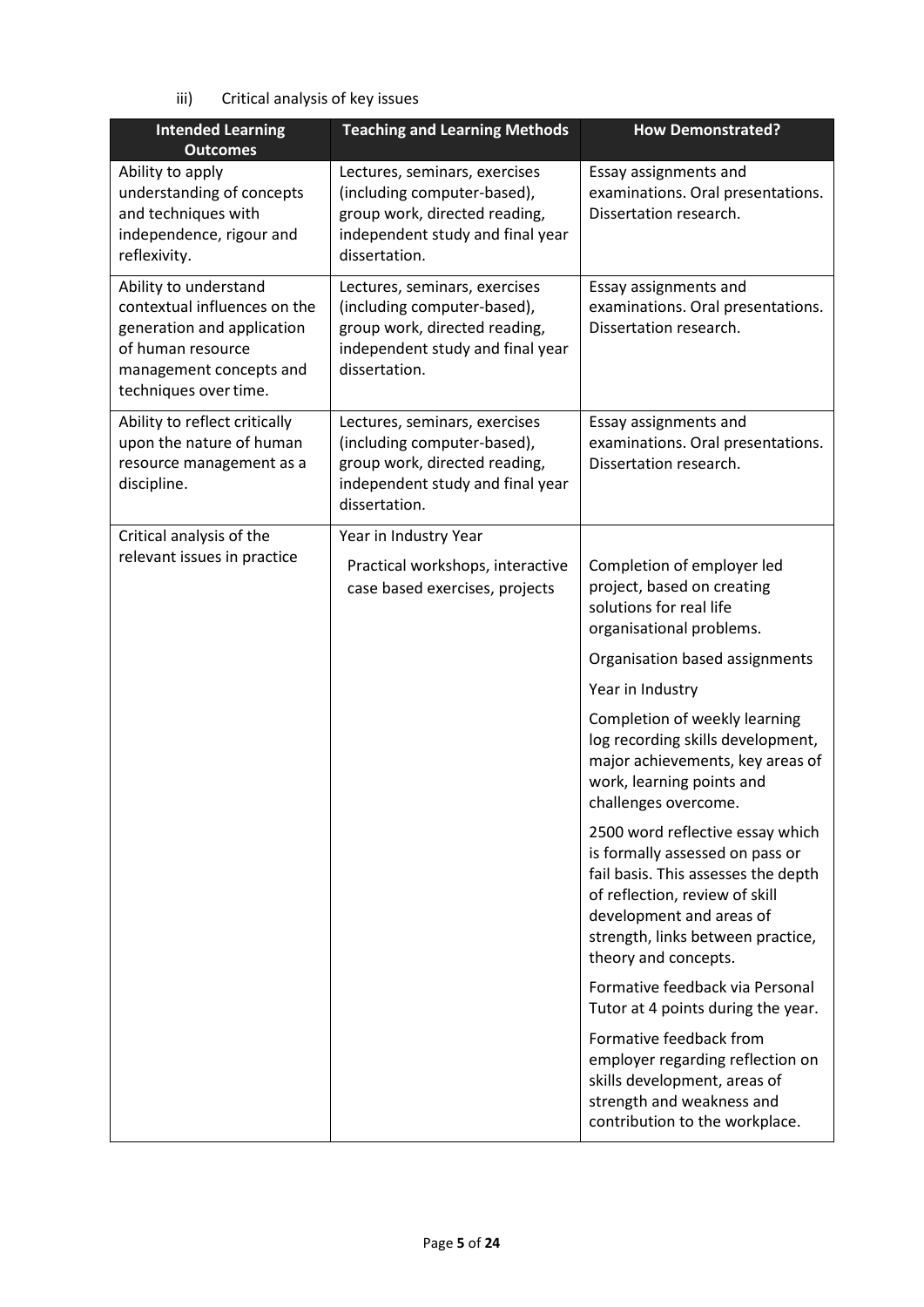iii) Critical analysis of key issues

| Intended Learning Outcomes | Teaching and Learning Methods | How Demonstrated? |
| --- | --- | --- |
| Ability to apply understanding of concepts and techniques with independence, rigour and reflexivity. | Lectures, seminars, exercises (including computer-based), group work, directed reading, independent study and final year dissertation. | Essay assignments and examinations. Oral presentations. Dissertation research. |
| Ability to understand contextual influences on the generation and application of human resource management concepts and techniques over time. | Lectures, seminars, exercises (including computer-based), group work, directed reading, independent study and final year dissertation. | Essay assignments and examinations. Oral presentations. Dissertation research. |
| Ability to reflect critically upon the nature of human resource management as a discipline. | Lectures, seminars, exercises (including computer-based), group work, directed reading, independent study and final year dissertation. | Essay assignments and examinations. Oral presentations. Dissertation research. |
| Critical analysis of the relevant issues in practice | Year in Industry Year<br><br>Practical workshops, interactive case based exercises, projects | Completion of employer led project, based on creating solutions for real life organisational problems.<br><br>Organisation based assignments<br><br>Year in Industry<br><br>Completion of weekly learning log recording skills development, major achievements, key areas of work, learning points and challenges overcome.<br><br>2500 word reflective essay which is formally assessed on pass or fail basis. This assesses the depth of reflection, review of skill development and areas of strength, links between practice, theory and concepts.<br><br>Formative feedback via Personal Tutor at 4 points during the year.<br><br>Formative feedback from employer regarding reflection on skills development, areas of strength and weakness and contribution to the workplace. |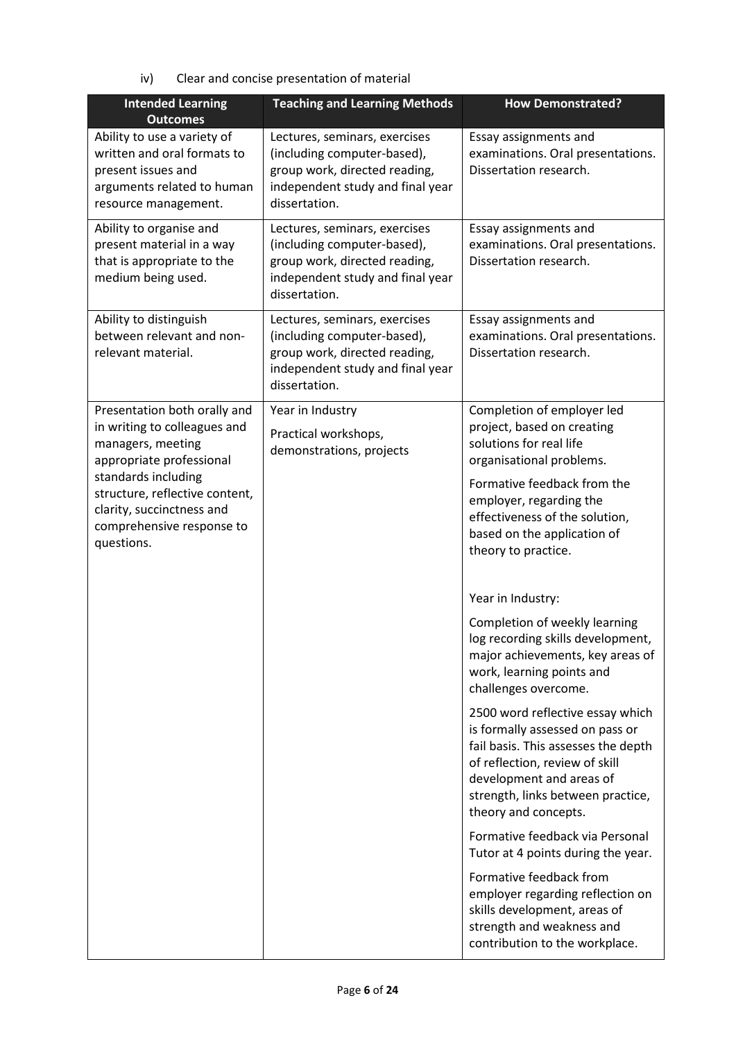iv) Clear and concise presentation of material

| Intended Learning Outcomes | Teaching and Learning Methods | How Demonstrated? |
|---|---|---|
| Ability to use a variety of written and oral formats to present issues and arguments related to human resource management. | Lectures, seminars, exercises (including computer-based), group work, directed reading, independent study and final year dissertation. | Essay assignments and examinations. Oral presentations. Dissertation research. |
| Ability to organise and present material in a way that is appropriate to the medium being used. | Lectures, seminars, exercises (including computer-based), group work, directed reading, independent study and final year dissertation. | Essay assignments and examinations. Oral presentations. Dissertation research. |
| Ability to distinguish between relevant and non-relevant material. | Lectures, seminars, exercises (including computer-based), group work, directed reading, independent study and final year dissertation. | Essay assignments and examinations. Oral presentations. Dissertation research. |
| Presentation both orally and in writing to colleagues and managers, meeting appropriate professional standards including structure, reflective content, clarity, succinctness and comprehensive response to questions. | Year in Industry<br><br>Practical workshops, demonstrations, projects | Completion of employer led project, based on creating solutions for real life organisational problems.<br><br>Formative feedback from the employer, regarding the effectiveness of the solution, based on the application of theory to practice.<br><br>Year in Industry:<br><br>Completion of weekly learning log recording skills development, major achievements, key areas of work, learning points and challenges overcome.<br><br>2500 word reflective essay which is formally assessed on pass or fail basis. This assesses the depth of reflection, review of skill development and areas of strength, links between practice, theory and concepts.<br><br>Formative feedback via Personal Tutor at 4 points during the year.<br><br>Formative feedback from employer regarding reflection on skills development, areas of strength and weakness and contribution to the workplace. |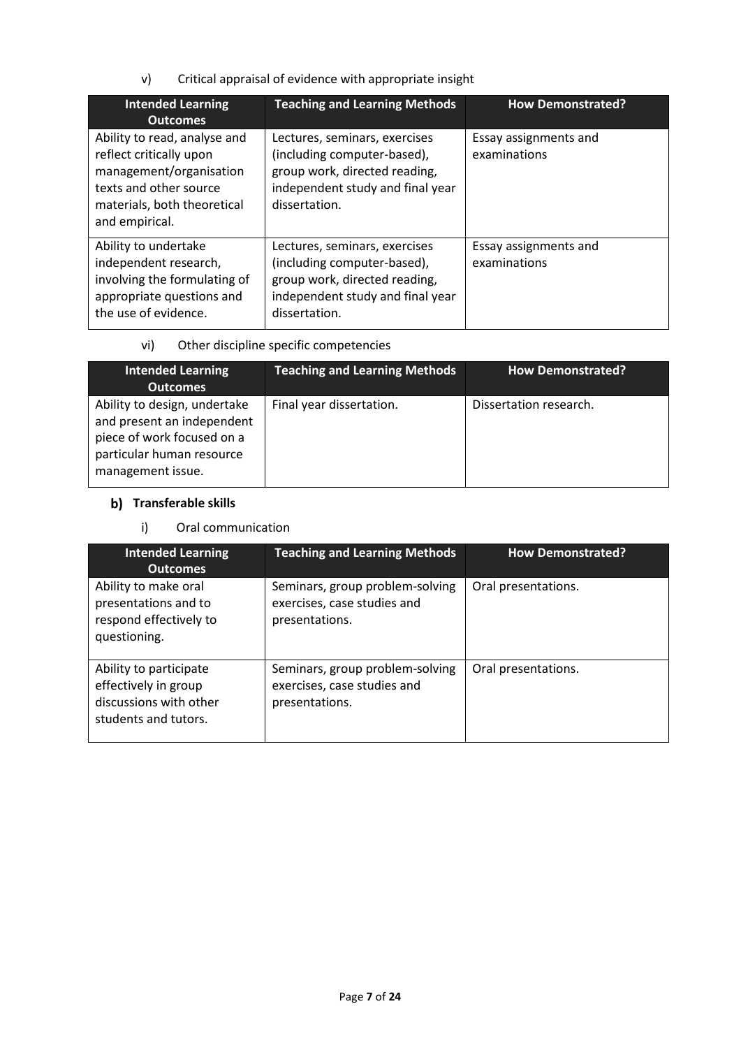v) Critical appraisal of evidence with appropriate insight

| Intended Learning Outcomes | Teaching and Learning Methods | How Demonstrated? |
| --- | --- | --- |
| Ability to read, analyse and reflect critically upon management/organisation texts and other source materials, both theoretical and empirical. | Lectures, seminars, exercises (including computer-based), group work, directed reading, independent study and final year dissertation. | Essay assignments and examinations |
| Ability to undertake independent research, involving the formulating of appropriate questions and the use of evidence. | Lectures, seminars, exercises (including computer-based), group work, directed reading, independent study and final year dissertation. | Essay assignments and examinations |

vi) Other discipline specific competencies

| Intended Learning Outcomes | Teaching and Learning Methods | How Demonstrated? |
| --- | --- | --- |
| Ability to design, undertake and present an independent piece of work focused on a particular human resource management issue. | Final year dissertation. | Dissertation research. |

### b) Transferable skills

i) Oral communication

| Intended Learning Outcomes | Teaching and Learning Methods | How Demonstrated? |
| --- | --- | --- |
| Ability to make oral presentations and to respond effectively to questioning. | Seminars, group problem-solving exercises, case studies and presentations. | Oral presentations. |
| Ability to participate effectively in group discussions with other students and tutors. | Seminars, group problem-solving exercises, case studies and presentations. | Oral presentations. |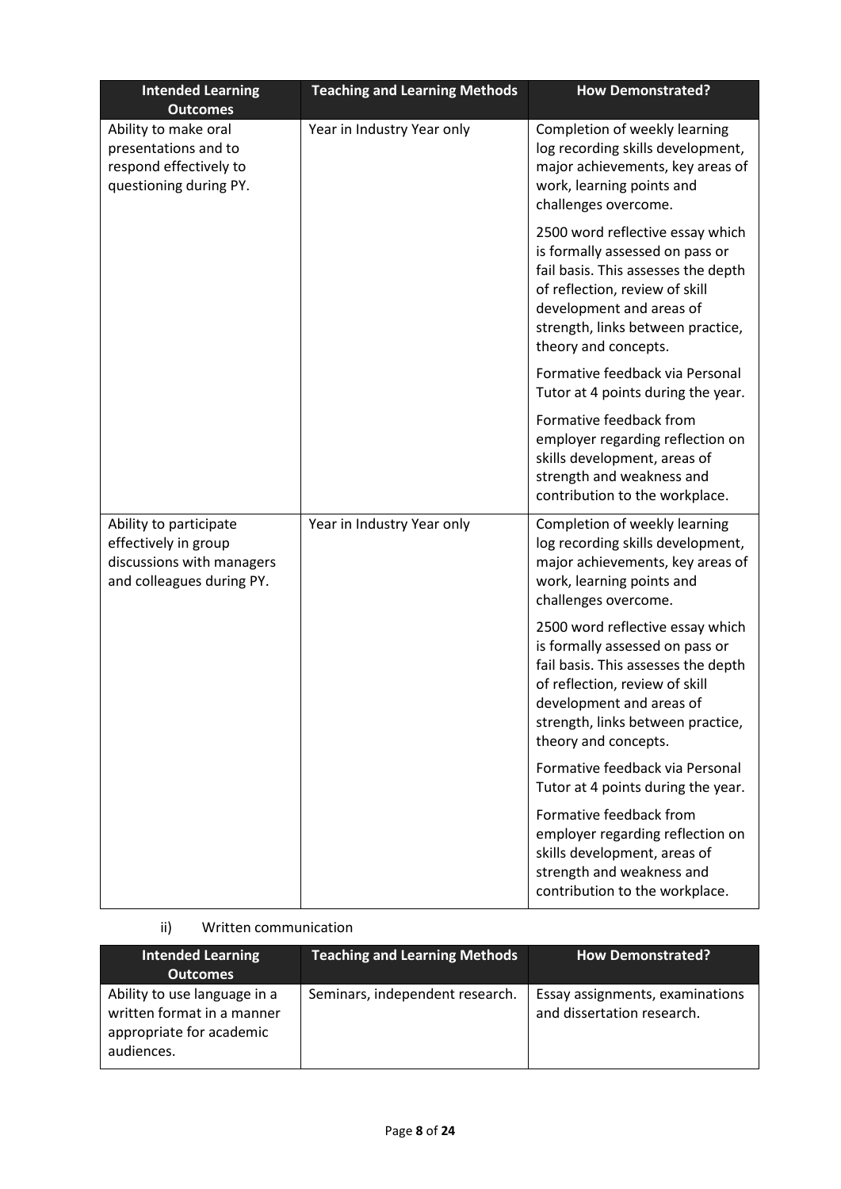| Intended Learning Outcomes | Teaching and Learning Methods | How Demonstrated? |
| --- | --- | --- |
| Ability to make oral presentations and to respond effectively to questioning during PY. | Year in Industry Year only | Completion of weekly learning log recording skills development, major achievements, key areas of work, learning points and challenges overcome.<br><br>2500 word reflective essay which is formally assessed on pass or fail basis. This assesses the depth of reflection, review of skill development and areas of strength, links between practice, theory and concepts.<br><br>Formative feedback via Personal Tutor at 4 points during the year.<br><br>Formative feedback from employer regarding reflection on skills development, areas of strength and weakness and contribution to the workplace. |
| Ability to participate effectively in group discussions with managers and colleagues during PY. | Year in Industry Year only | Completion of weekly learning log recording skills development, major achievements, key areas of work, learning points and challenges overcome.<br><br>2500 word reflective essay which is formally assessed on pass or fail basis. This assesses the depth of reflection, review of skill development and areas of strength, links between practice, theory and concepts.<br><br>Formative feedback via Personal Tutor at 4 points during the year.<br><br>Formative feedback from employer regarding reflection on skills development, areas of strength and weakness and contribution to the workplace. |

ii) Written communication

| Intended Learning Outcomes | Teaching and Learning Methods | How Demonstrated? |
| --- | --- | --- |
| Ability to use language in a written format in a manner appropriate for academic audiences. | Seminars, independent research. | Essay assignments, examinations and dissertation research. |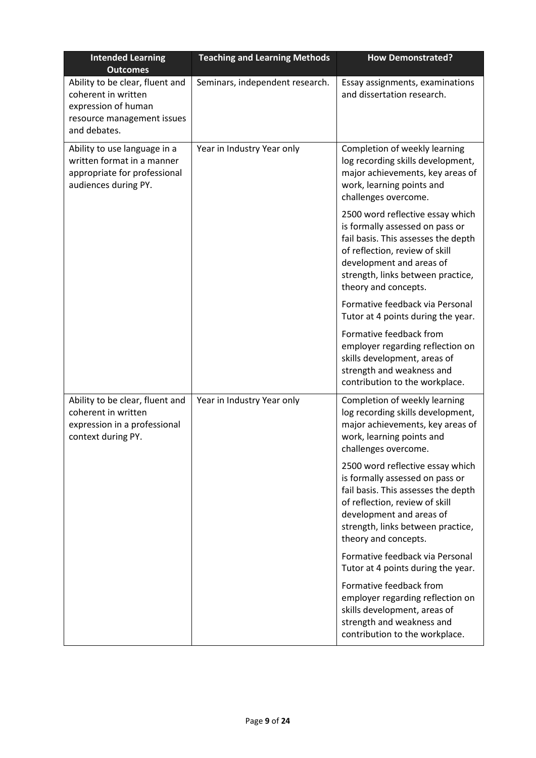| Intended Learning Outcomes | Teaching and Learning Methods | How Demonstrated? |
| --- | --- | --- |
| Ability to be clear, fluent and coherent in written expression of human resource management issues and debates. | Seminars, independent research. | Essay assignments, examinations and dissertation research. |
| Ability to use language in a written format in a manner appropriate for professional audiences during PY. | Year in Industry Year only | Completion of weekly learning log recording skills development, major achievements, key areas of work, learning points and challenges overcome.<br><br>2500 word reflective essay which is formally assessed on pass or fail basis. This assesses the depth of reflection, review of skill development and areas of strength, links between practice, theory and concepts.<br><br>Formative feedback via Personal Tutor at 4 points during the year.<br><br>Formative feedback from employer regarding reflection on skills development, areas of strength and weakness and contribution to the workplace. |
| Ability to be clear, fluent and coherent in written expression in a professional context during PY. | Year in Industry Year only | Completion of weekly learning log recording skills development, major achievements, key areas of work, learning points and challenges overcome.<br><br>2500 word reflective essay which is formally assessed on pass or fail basis. This assesses the depth of reflection, review of skill development and areas of strength, links between practice, theory and concepts.<br><br>Formative feedback via Personal Tutor at 4 points during the year.<br><br>Formative feedback from employer regarding reflection on skills development, areas of strength and weakness and contribution to the workplace. |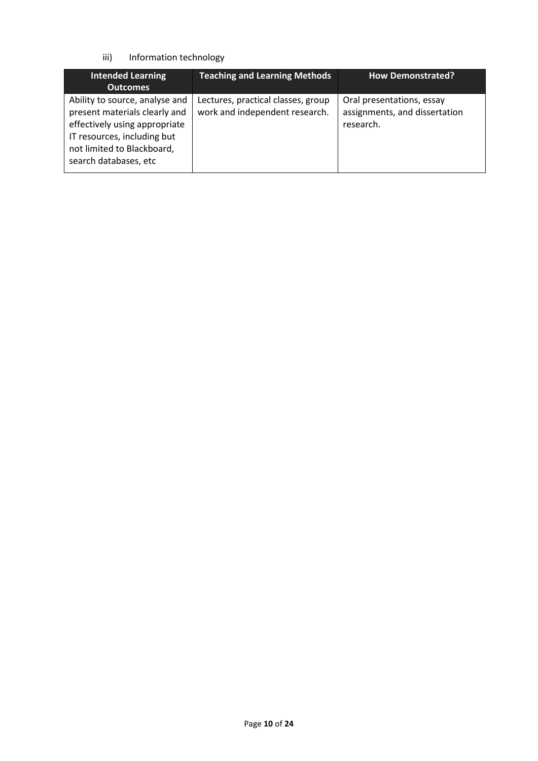iii) Information technology

| Intended Learning Outcomes | Teaching and Learning Methods | How Demonstrated? |
| --- | --- | --- |
| Ability to source, analyse and present materials clearly and effectively using appropriate IT resources, including but not limited to Blackboard, search databases, etc | Lectures, practical classes, group work and independent research. | Oral presentations, essay assignments, and dissertation research. |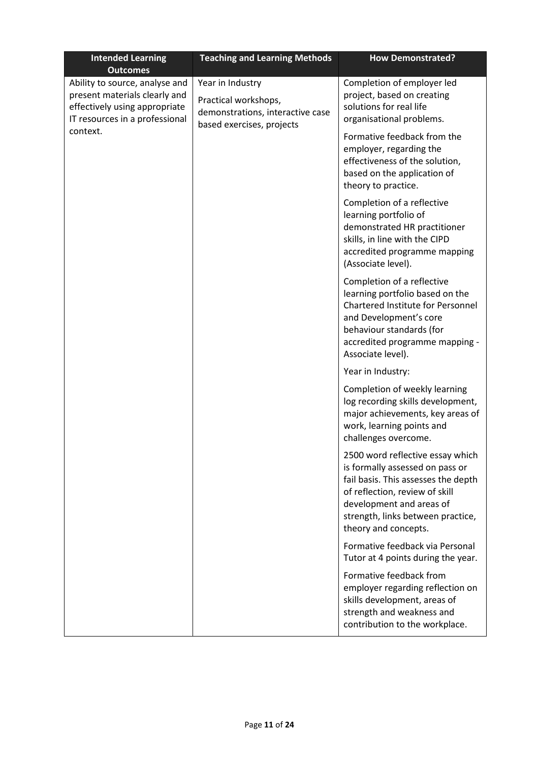| Intended Learning Outcomes | Teaching and Learning Methods | How Demonstrated? |
|---|---|---|
| Ability to source, analyse and present materials clearly and effectively using appropriate IT resources in a professional context. | Year in Industry<br><br>Practical workshops, demonstrations, interactive case based exercises, projects | Completion of employer led project, based on creating solutions for real life organisational problems.<br><br>Formative feedback from the employer, regarding the effectiveness of the solution, based on the application of theory to practice.<br><br>Completion of a reflective learning portfolio of demonstrated HR practitioner skills, in line with the CIPD accredited programme mapping (Associate level).<br><br>Completion of a reflective learning portfolio based on the Chartered Institute for Personnel and Development's core behaviour standards (for accredited programme mapping - Associate level).<br><br>Year in Industry:<br><br>Completion of weekly learning log recording skills development, major achievements, key areas of work, learning points and challenges overcome.<br><br>2500 word reflective essay which is formally assessed on pass or fail basis. This assesses the depth of reflection, review of skill development and areas of strength, links between practice, theory and concepts.<br><br>Formative feedback via Personal Tutor at 4 points during the year.<br><br>Formative feedback from employer regarding reflection on skills development, areas of strength and weakness and contribution to the workplace. |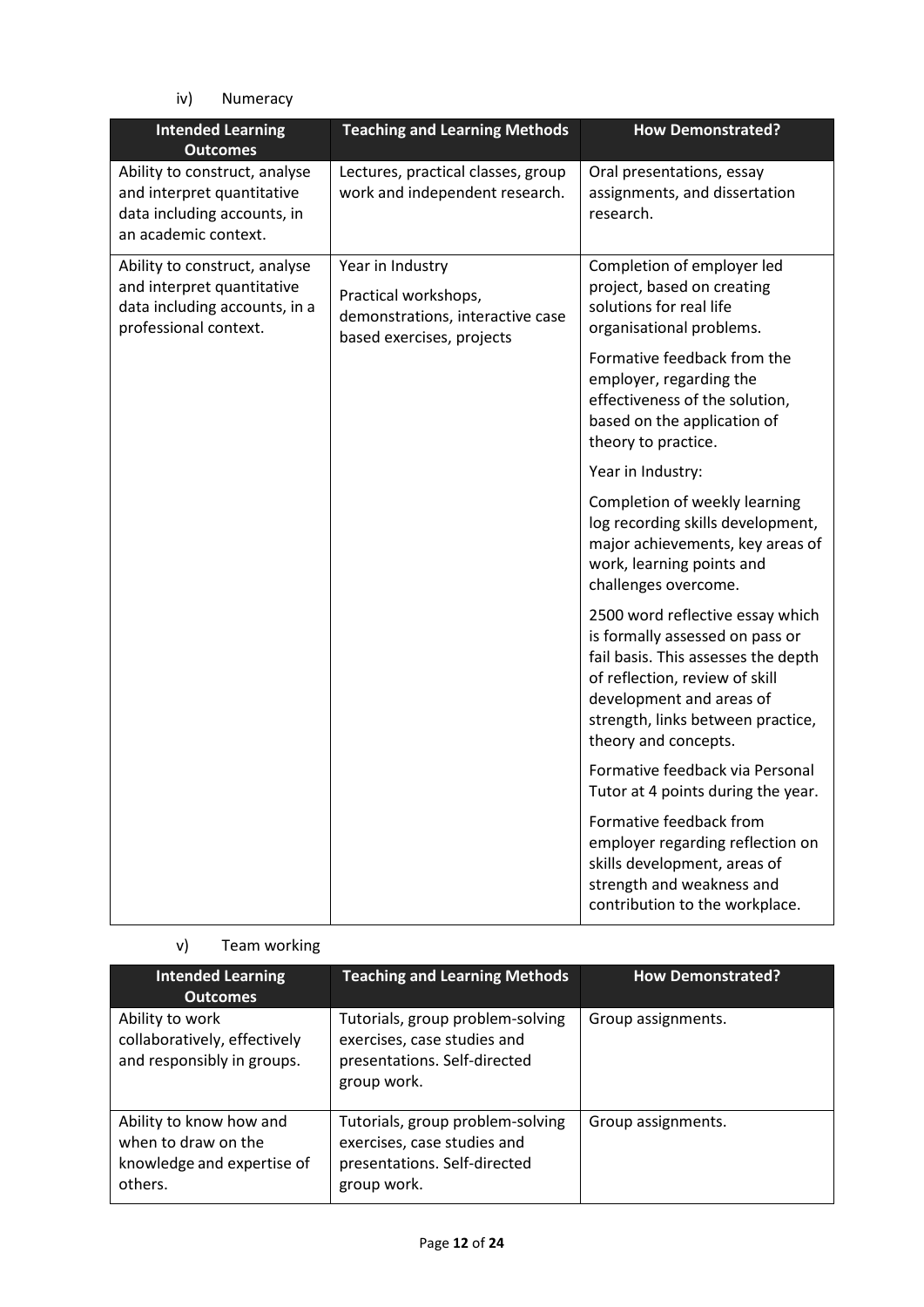iv) Numeracy

| Intended Learning Outcomes | Teaching and Learning Methods | How Demonstrated? |
| --- | --- | --- |
| Ability to construct, analyse and interpret quantitative data including accounts, in an academic context. | Lectures, practical classes, group work and independent research. | Oral presentations, essay assignments, and dissertation research. |
| Ability to construct, analyse and interpret quantitative data including accounts, in a professional context. | Year in Industry<br><br>Practical workshops, demonstrations, interactive case based exercises, projects | Completion of employer led project, based on creating solutions for real life organisational problems.<br><br>Formative feedback from the employer, regarding the effectiveness of the solution, based on the application of theory to practice.<br><br>Year in Industry:<br><br>Completion of weekly learning log recording skills development, major achievements, key areas of work, learning points and challenges overcome.<br><br>2500 word reflective essay which is formally assessed on pass or fail basis. This assesses the depth of reflection, review of skill development and areas of strength, links between practice, theory and concepts.<br><br>Formative feedback via Personal Tutor at 4 points during the year.<br><br>Formative feedback from employer regarding reflection on skills development, areas of strength and weakness and contribution to the workplace. |

v) Team working

| Intended Learning Outcomes | Teaching and Learning Methods | How Demonstrated? |
| --- | --- | --- |
| Ability to work collaboratively, effectively and responsibly in groups. | Tutorials, group problem-solving exercises, case studies and presentations. Self-directed group work. | Group assignments. |
| Ability to know how and when to draw on the knowledge and expertise of others. | Tutorials, group problem-solving exercises, case studies and presentations. Self-directed group work. | Group assignments. |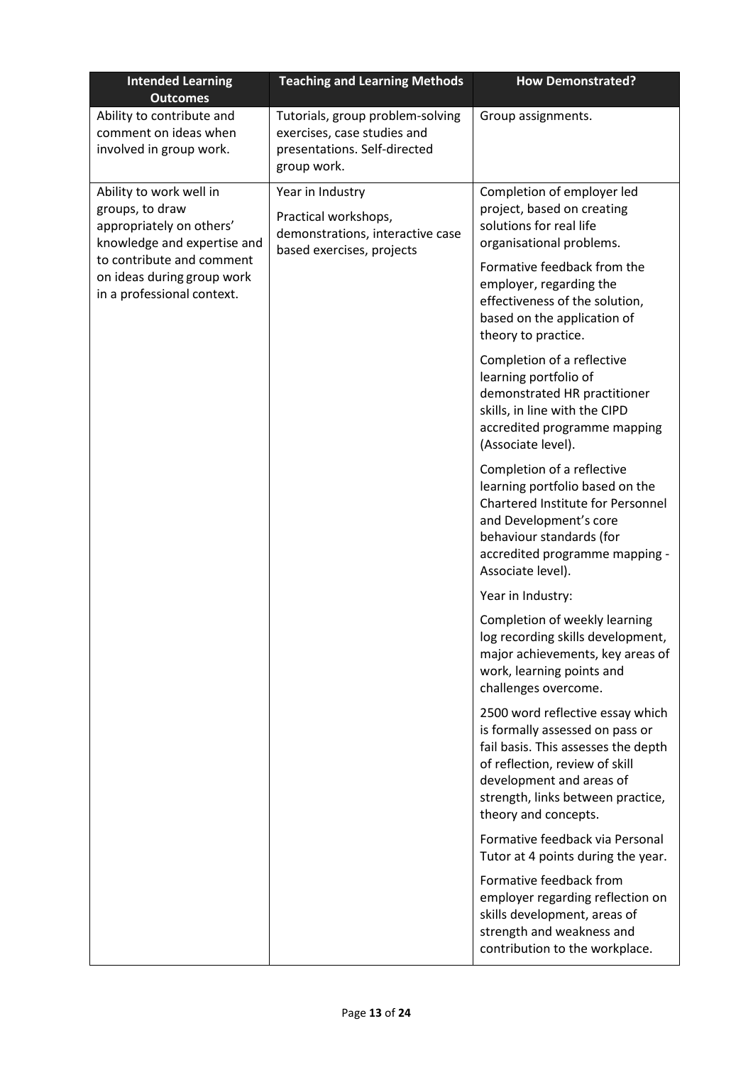| Intended Learning Outcomes | Teaching and Learning Methods | How Demonstrated? |
| --- | --- | --- |
| Ability to contribute and comment on ideas when involved in group work. | Tutorials, group problem-solving exercises, case studies and presentations. Self-directed group work. | Group assignments. |
| Ability to work well in groups, to draw appropriately on others' knowledge and expertise and to contribute and comment on ideas during group work in a professional context. | Year in Industry<br><br>Practical workshops, demonstrations, interactive case based exercises, projects | Completion of employer led project, based on creating solutions for real life organisational problems.<br><br>Formative feedback from the employer, regarding the effectiveness of the solution, based on the application of theory to practice.<br><br>Completion of a reflective learning portfolio of demonstrated HR practitioner skills, in line with the CIPD accredited programme mapping (Associate level).<br><br>Completion of a reflective learning portfolio based on the Chartered Institute for Personnel and Development's core behaviour standards (for accredited programme mapping - Associate level).<br><br>Year in Industry:<br><br>Completion of weekly learning log recording skills development, major achievements, key areas of work, learning points and challenges overcome.<br><br>2500 word reflective essay which is formally assessed on pass or fail basis. This assesses the depth of reflection, review of skill development and areas of strength, links between practice, theory and concepts.<br><br>Formative feedback via Personal Tutor at 4 points during the year.<br><br>Formative feedback from employer regarding reflection on skills development, areas of strength and weakness and contribution to the workplace. |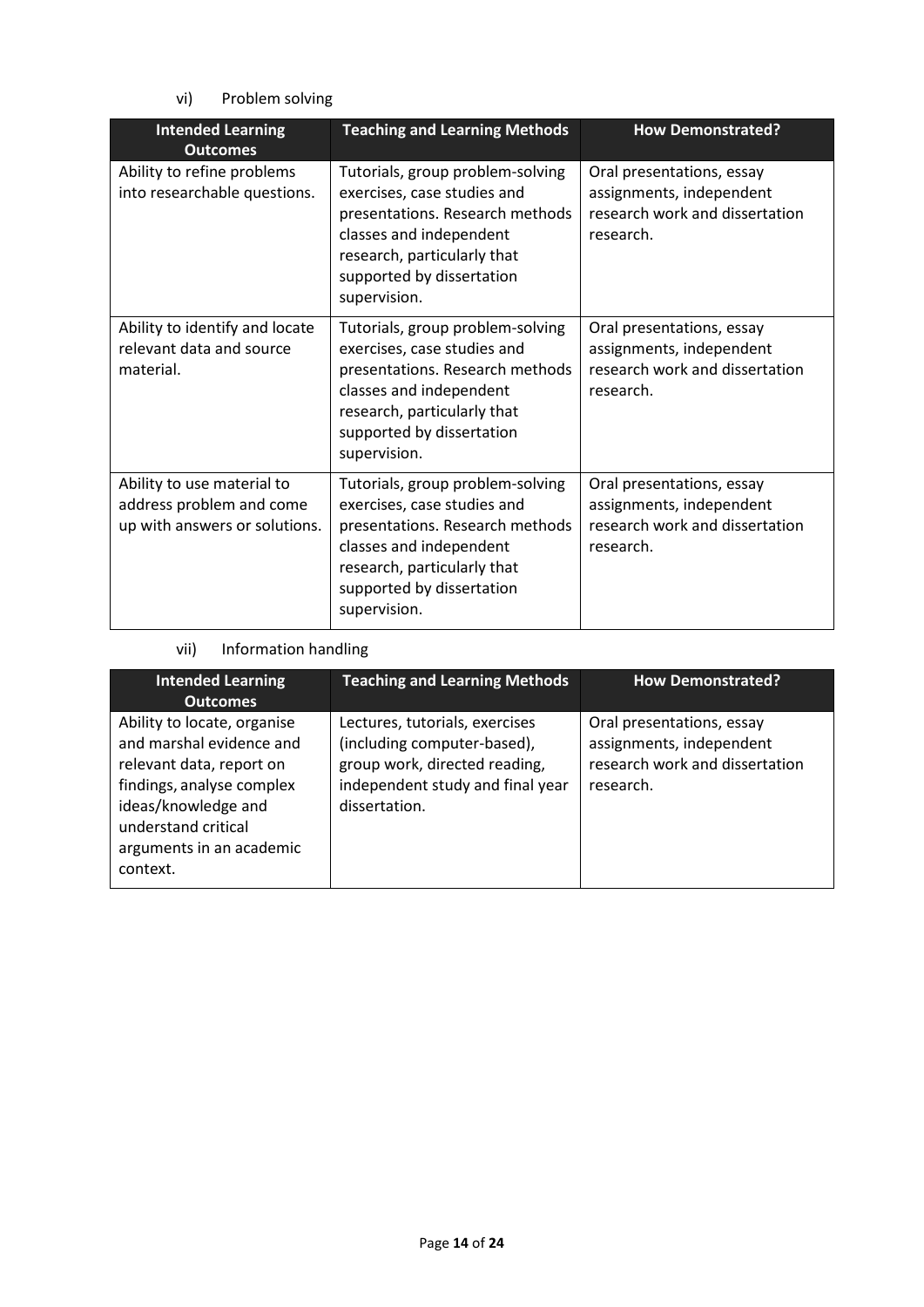vi) Problem solving

| Intended Learning Outcomes | Teaching and Learning Methods | How Demonstrated? |
| --- | --- | --- |
| Ability to refine problems into researchable questions. | Tutorials, group problem-solving exercises, case studies and presentations. Research methods classes and independent research, particularly that supported by dissertation supervision. | Oral presentations, essay assignments, independent research work and dissertation research. |
| Ability to identify and locate relevant data and source material. | Tutorials, group problem-solving exercises, case studies and presentations. Research methods classes and independent research, particularly that supported by dissertation supervision. | Oral presentations, essay assignments, independent research work and dissertation research. |
| Ability to use material to address problem and come up with answers or solutions. | Tutorials, group problem-solving exercises, case studies and presentations. Research methods classes and independent research, particularly that supported by dissertation supervision. | Oral presentations, essay assignments, independent research work and dissertation research. |

vii) Information handling

| Intended Learning Outcomes | Teaching and Learning Methods | How Demonstrated? |
| --- | --- | --- |
| Ability to locate, organise and marshal evidence and relevant data, report on findings, analyse complex ideas/knowledge and understand critical arguments in an academic context. | Lectures, tutorials, exercises (including computer-based), group work, directed reading, independent study and final year dissertation. | Oral presentations, essay assignments, independent research work and dissertation research. |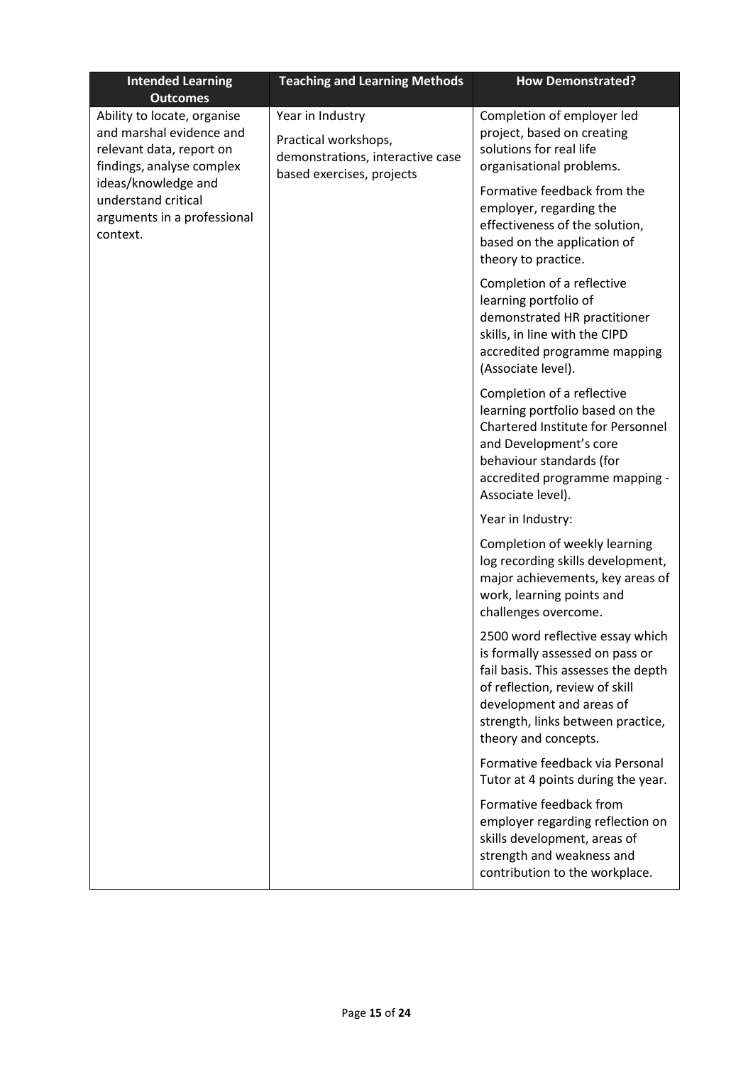| Intended Learning Outcomes | Teaching and Learning Methods | How Demonstrated? |
| --- | --- | --- |
| Ability to locate, organise and marshal evidence and relevant data, report on findings, analyse complex ideas/knowledge and understand critical arguments in a professional context. | Year in Industry<br><br>Practical workshops, demonstrations, interactive case based exercises, projects | Completion of employer led project, based on creating solutions for real life organisational problems.<br><br>Formative feedback from the employer, regarding the effectiveness of the solution, based on the application of theory to practice.<br><br>Completion of a reflective learning portfolio of demonstrated HR practitioner skills, in line with the CIPD accredited programme mapping (Associate level).<br><br>Completion of a reflective learning portfolio based on the Chartered Institute for Personnel and Development's core behaviour standards (for accredited programme mapping - Associate level).<br><br>Year in Industry:<br><br>Completion of weekly learning log recording skills development, major achievements, key areas of work, learning points and challenges overcome.<br><br>2500 word reflective essay which is formally assessed on pass or fail basis. This assesses the depth of reflection, review of skill development and areas of strength, links between practice, theory and concepts.<br><br>Formative feedback via Personal Tutor at 4 points during the year.<br><br>Formative feedback from employer regarding reflection on skills development, areas of strength and weakness and contribution to the workplace. |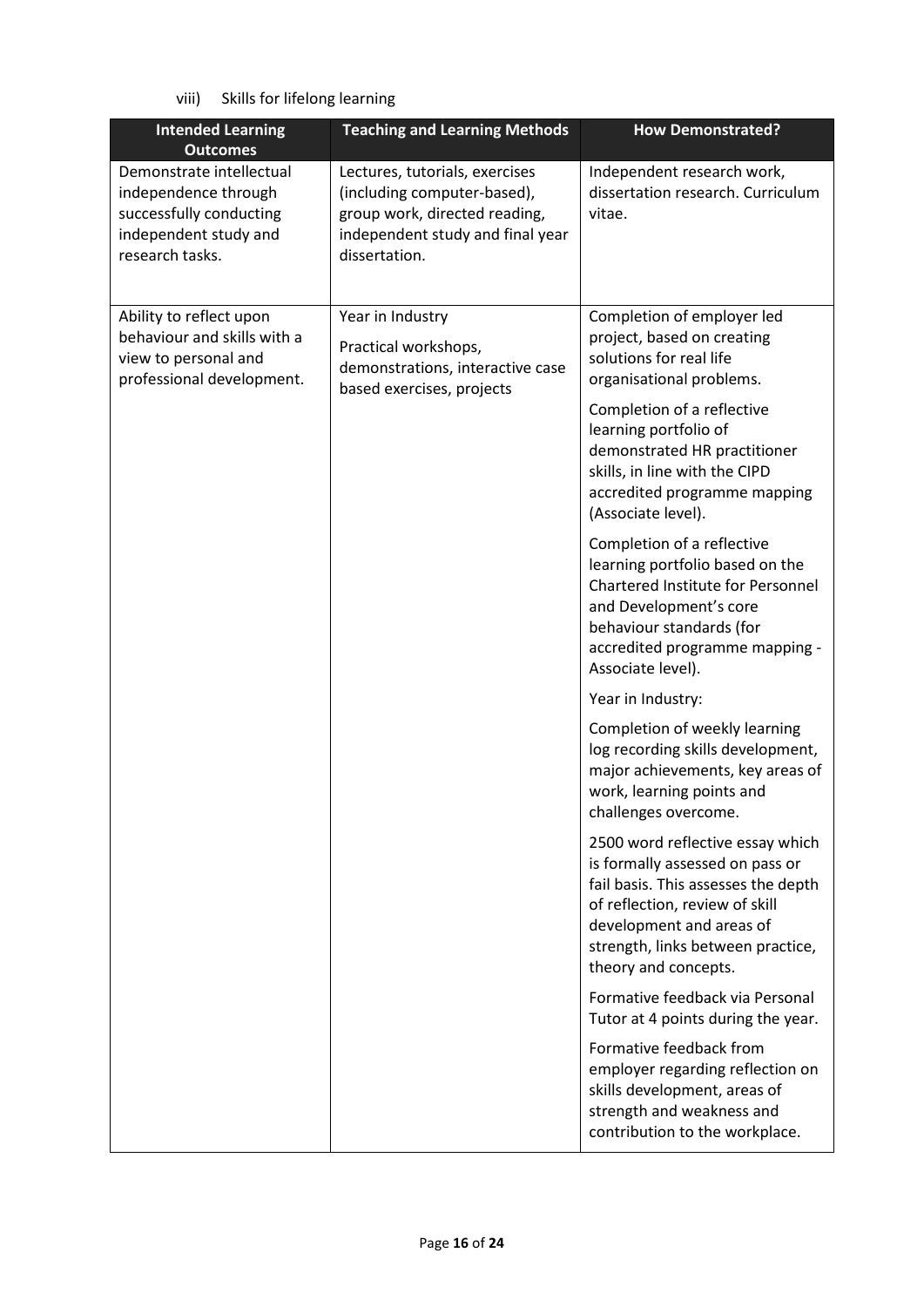viii) Skills for lifelong learning

| Intended Learning Outcomes | Teaching and Learning Methods | How Demonstrated? |
| --- | --- | --- |
| Demonstrate intellectual independence through successfully conducting independent study and research tasks. | Lectures, tutorials, exercises (including computer-based), group work, directed reading, independent study and final year dissertation. | Independent research work, dissertation research. Curriculum vitae. |
| Ability to reflect upon behaviour and skills with a view to personal and professional development. | Year in Industry<br><br>Practical workshops, demonstrations, interactive case based exercises, projects | Completion of employer led project, based on creating solutions for real life organisational problems.<br><br>Completion of a reflective learning portfolio of demonstrated HR practitioner skills, in line with the CIPD accredited programme mapping (Associate level).<br><br>Completion of a reflective learning portfolio based on the Chartered Institute for Personnel and Development's core behaviour standards (for accredited programme mapping - Associate level).<br><br>Year in Industry:<br><br>Completion of weekly learning log recording skills development, major achievements, key areas of work, learning points and challenges overcome.<br><br>2500 word reflective essay which is formally assessed on pass or fail basis. This assesses the depth of reflection, review of skill development and areas of strength, links between practice, theory and concepts.<br><br>Formative feedback via Personal Tutor at 4 points during the year.<br><br>Formative feedback from employer regarding reflection on skills development, areas of strength and weakness and contribution to the workplace. |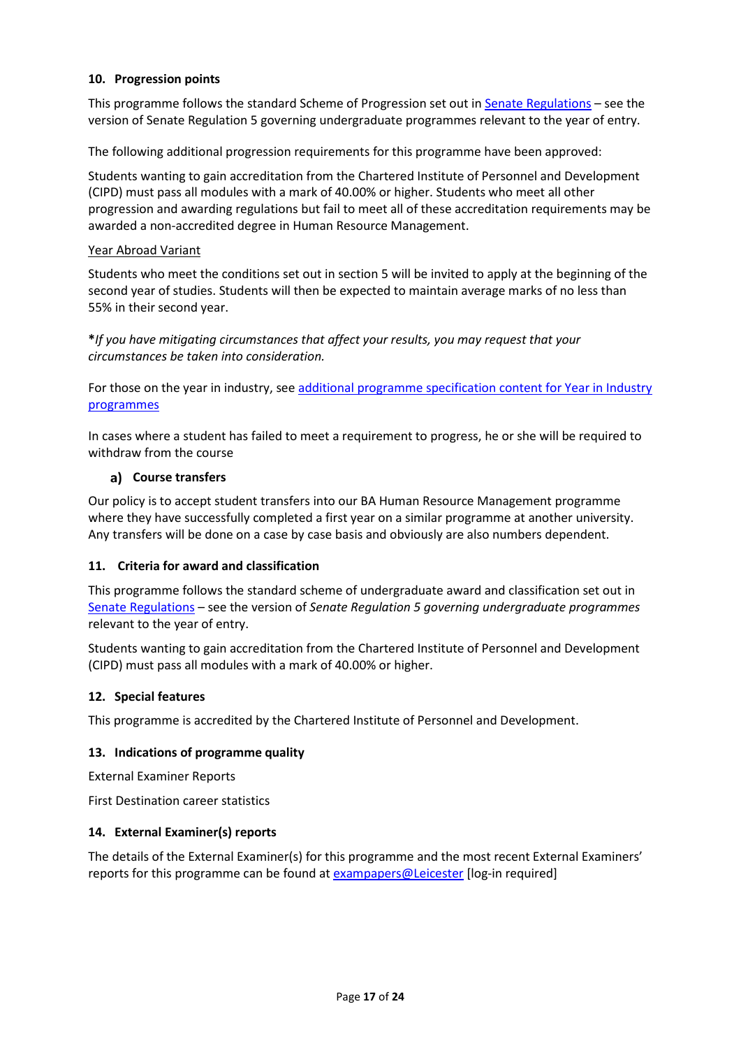### 10. Progression points

This programme follows the standard Scheme of Progression set out in Senate Regulations – see the version of Senate Regulation 5 governing undergraduate programmes relevant to the year of entry.

The following additional progression requirements for this programme have been approved:

Students wanting to gain accreditation from the Chartered Institute of Personnel and Development (CIPD) must pass all modules with a mark of 40.00% or higher. Students who meet all other progression and awarding regulations but fail to meet all of these accreditation requirements may be awarded a non-accredited degree in Human Resource Management.

Year Abroad Variant

Students who meet the conditions set out in section 5 will be invited to apply at the beginning of the second year of studies. Students will then be expected to maintain average marks of no less than 55% in their second year.

***If you have mitigating circumstances that affect your results, you may request that your circumstances be taken into consideration.***

For those on the year in industry, see additional programme specification content for Year in Industry programmes

In cases where a student has failed to meet a requirement to progress, he or she will be required to withdraw from the course

#### a) Course transfers

Our policy is to accept student transfers into our BA Human Resource Management programme where they have successfully completed a first year on a similar programme at another university. Any transfers will be done on a case by case basis and obviously are also numbers dependent.

### 11. Criteria for award and classification

This programme follows the standard scheme of undergraduate award and classification set out in Senate Regulations – see the version of *Senate Regulation 5 governing undergraduate programmes* relevant to the year of entry.

Students wanting to gain accreditation from the Chartered Institute of Personnel and Development (CIPD) must pass all modules with a mark of 40.00% or higher.

### 12. Special features

This programme is accredited by the Chartered Institute of Personnel and Development.

### 13. Indications of programme quality

External Examiner Reports

First Destination career statistics

### 14. External Examiner(s) reports

The details of the External Examiner(s) for this programme and the most recent External Examiners' reports for this programme can be found at exampapers@Leicester [log-in required]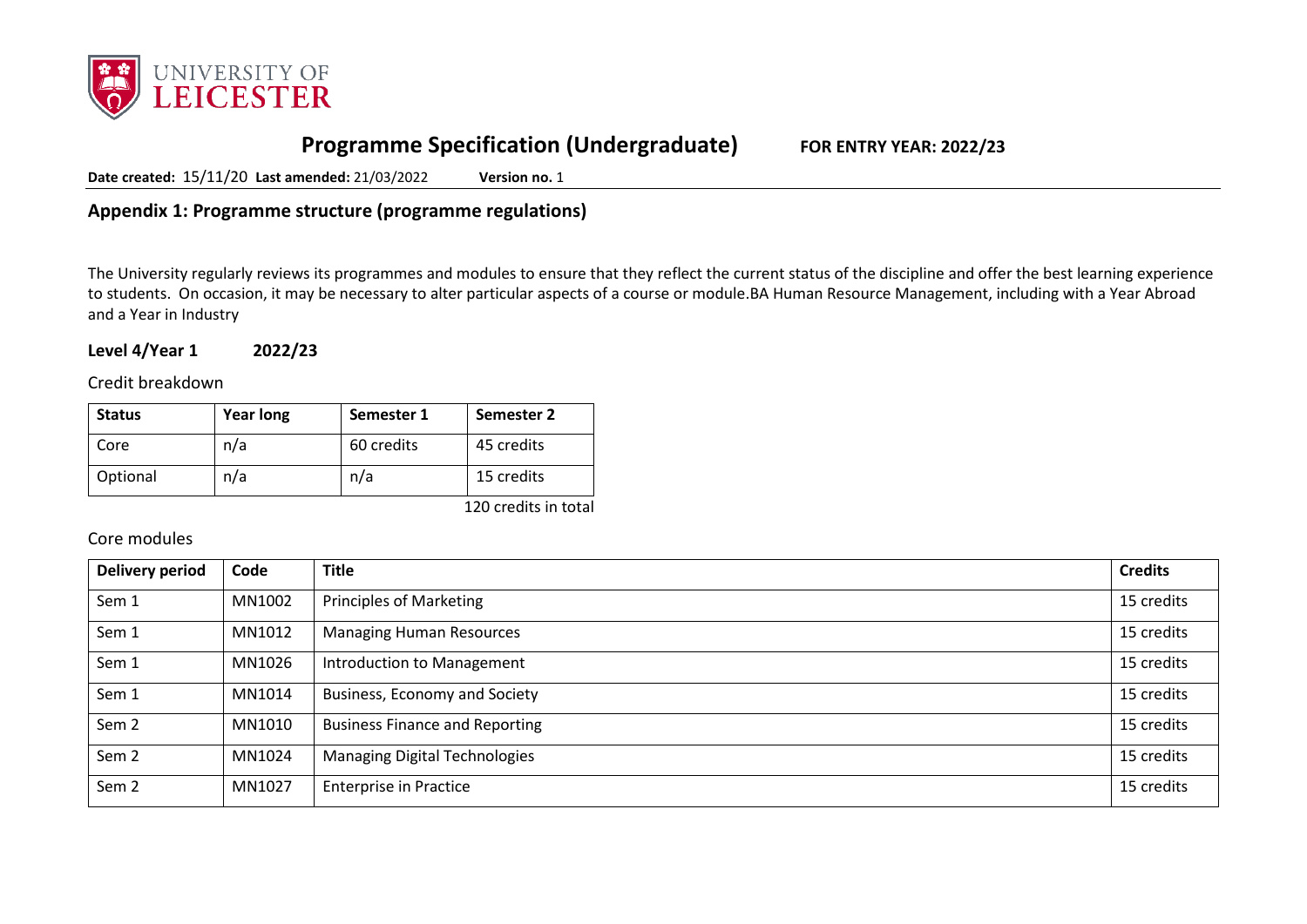# Programme Specification (Undergraduate) FOR ENTRY YEAR: 2022/23

**Date created:** 15/11/20 **Last amended:** 21/03/2022 **Version no.** 1

## Appendix 1: Programme structure (programme regulations)

The University regularly reviews its programmes and modules to ensure that they reflect the current status of the discipline and offer the best learning experience to students. On occasion, it may be necessary to alter particular aspects of a course or module.BA Human Resource Management, including with a Year Abroad and a Year in Industry

### Level 4/Year 1 2022/23

Credit breakdown

| Status | Year long | Semester 1 | Semester 2 |
|---|---|---|---|
| Core | n/a | 60 credits | 45 credits |
| Optional | n/a | n/a | 15 credits |

120 credits in total

Core modules

| Delivery period | Code | Title | Credits |
|---|---|---|---|
| Sem 1 | MN1002 | Principles of Marketing | 15 credits |
| Sem 1 | MN1012 | Managing Human Resources | 15 credits |
| Sem 1 | MN1026 | Introduction to Management | 15 credits |
| Sem 1 | MN1014 | Business, Economy and Society | 15 credits |
| Sem 2 | MN1010 | Business Finance and Reporting | 15 credits |
| Sem 2 | MN1024 | Managing Digital Technologies | 15 credits |
| Sem 2 | MN1027 | Enterprise in Practice | 15 credits |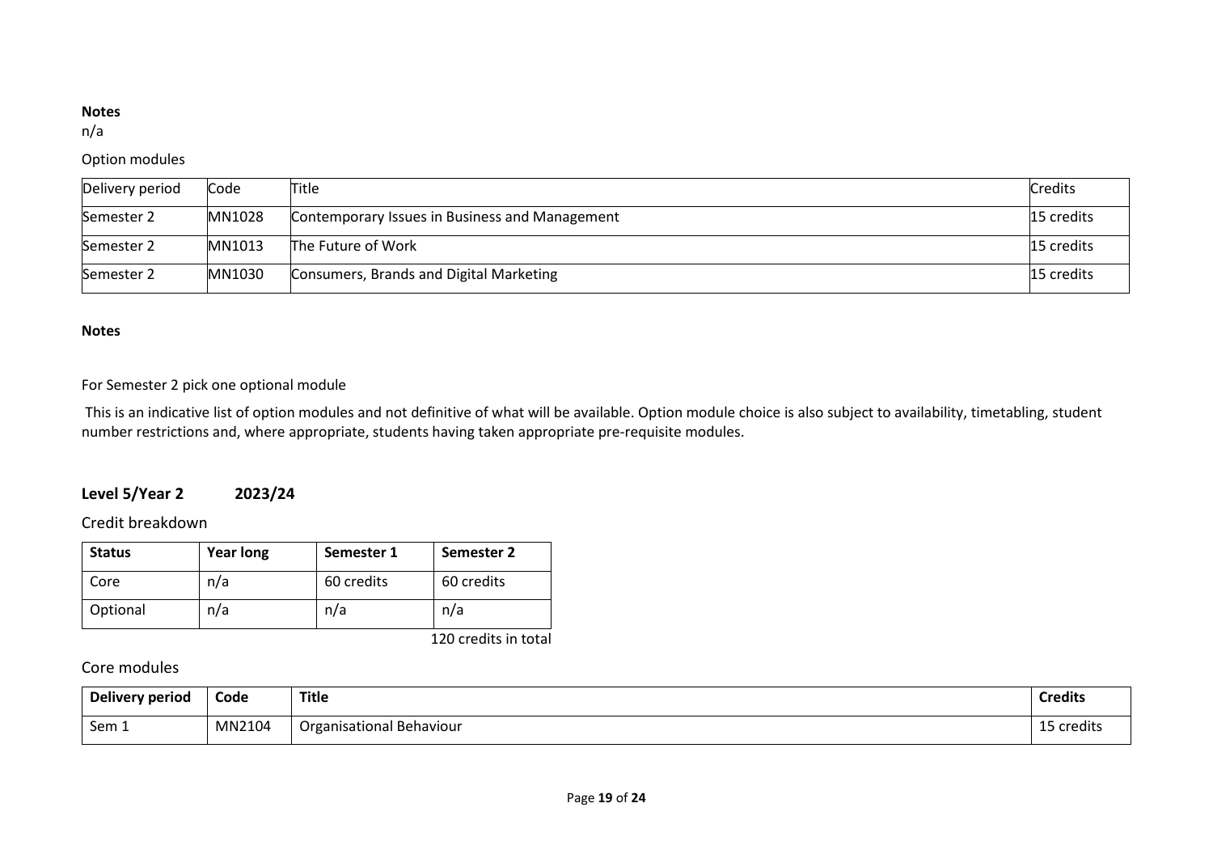**Notes**

n/a

Option modules

| Delivery period | Code | Title | Credits |
|---|---|---|---|
| Semester 2 | MN1028 | Contemporary Issues in Business and Management | 15 credits |
| Semester 2 | MN1013 | The Future of Work | 15 credits |
| Semester 2 | MN1030 | Consumers, Brands and Digital Marketing | 15 credits |

**Notes**

For Semester 2 pick one optional module

This is an indicative list of option modules and not definitive of what will be available. Option module choice is also subject to availability, timetabling, student number restrictions and, where appropriate, students having taken appropriate pre-requisite modules.

## Level 5/Year 2 2023/24

Credit breakdown

| Status | Year long | Semester 1 | Semester 2 |
|---|---|---|---|
| Core | n/a | 60 credits | 60 credits |
| Optional | n/a | n/a | n/a |

120 credits in total

Core modules

| Delivery period | Code | Title | Credits |
|---|---|---|---|
| Sem 1 | MN2104 | Organisational Behaviour | 15 credits |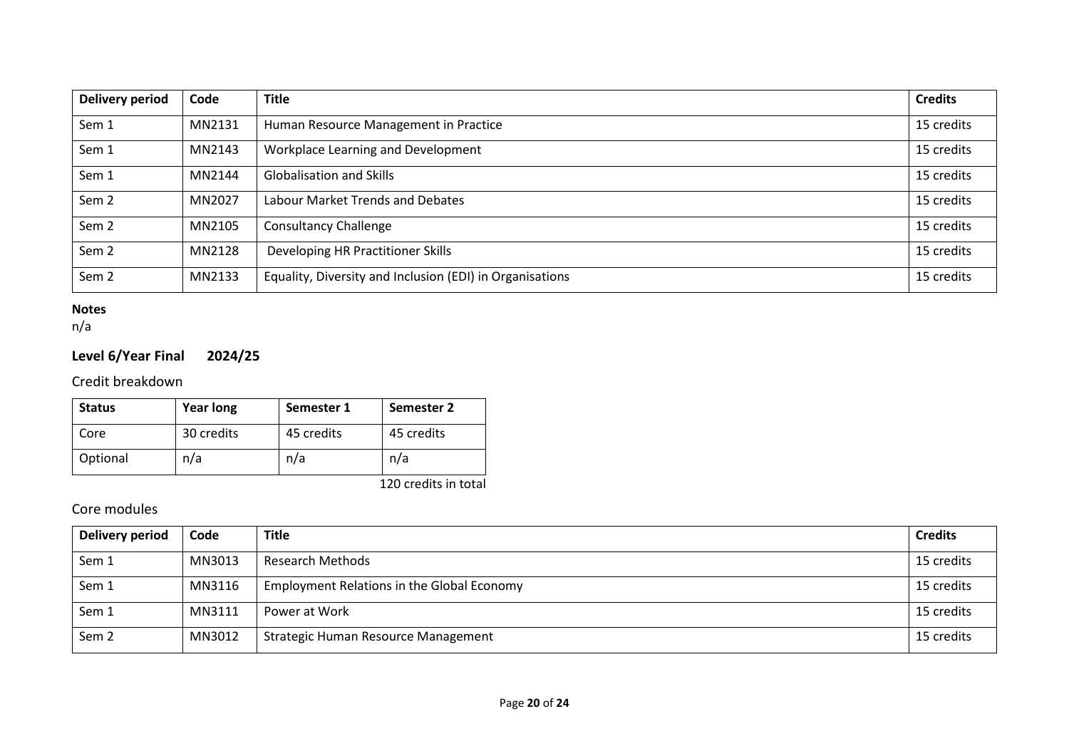| Delivery period | Code | Title | Credits |
|---|---|---|---|
| Sem 1 | MN2131 | Human Resource Management in Practice | 15 credits |
| Sem 1 | MN2143 | Workplace Learning and Development | 15 credits |
| Sem 1 | MN2144 | Globalisation and Skills | 15 credits |
| Sem 2 | MN2027 | Labour Market Trends and Debates | 15 credits |
| Sem 2 | MN2105 | Consultancy Challenge | 15 credits |
| Sem 2 | MN2128 | Developing HR Practitioner Skills | 15 credits |
| Sem 2 | MN2133 | Equality, Diversity and Inclusion (EDI) in Organisations | 15 credits |

**Notes**
n/a

### Level 6/Year Final 2024/25

Credit breakdown

| Status | Year long | Semester 1 | Semester 2 |
|---|---|---|---|
| Core | 30 credits | 45 credits | 45 credits |
| Optional | n/a | n/a | n/a |

120 credits in total

Core modules

| Delivery period | Code | Title | Credits |
|---|---|---|---|
| Sem 1 | MN3013 | Research Methods | 15 credits |
| Sem 1 | MN3116 | Employment Relations in the Global Economy | 15 credits |
| Sem 1 | MN3111 | Power at Work | 15 credits |
| Sem 2 | MN3012 | Strategic Human Resource Management | 15 credits |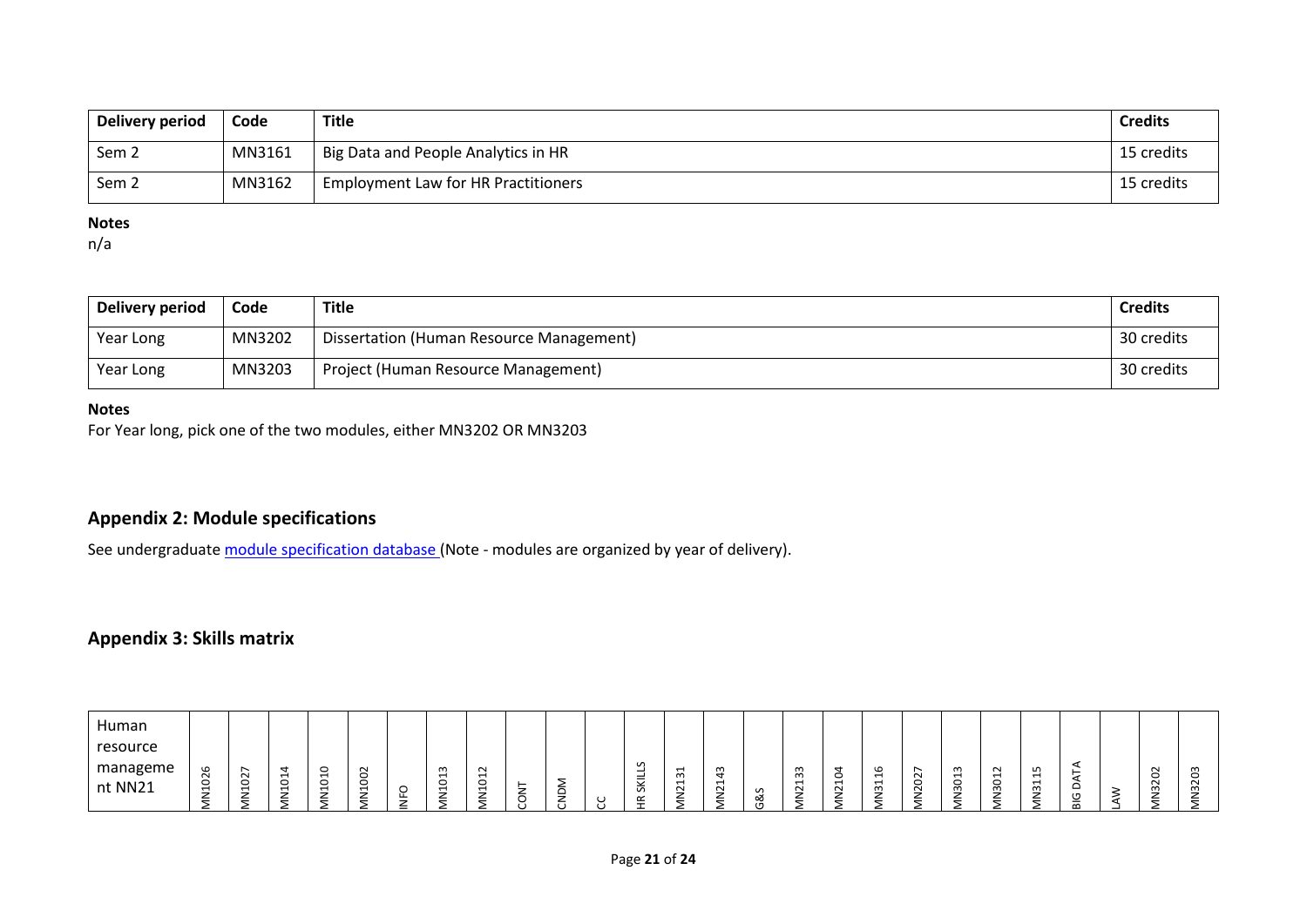| Delivery period | Code | Title | Credits |
|---|---|---|---|
| Sem 2 | MN3161 | Big Data and People Analytics in HR | 15 credits |
| Sem 2 | MN3162 | Employment Law for HR Practitioners | 15 credits |

**Notes**
n/a

| Delivery period | Code | Title | Credits |
|---|---|---|---|
| Year Long | MN3202 | Dissertation (Human Resource Management) | 30 credits |
| Year Long | MN3203 | Project (Human Resource Management) | 30 credits |

**Notes**
For Year long, pick one of the two modules, either MN3202 OR MN3203

## Appendix 2: Module specifications

See undergraduate module specification database (Note - modules are organized by year of delivery).

## Appendix 3: Skills matrix

| Human resource management NN21 | MN1026 | MN1027 | MN1014 | MN1010 | MN1002 | INFO | MN1013 | MN1012 | CONT | CNDM | CC | HR SKILLS | MN2131 | MN2143 | G&S | MN2133 | MN2104 | MN3116 | MN2027 | MN3013 | MN3012 | MN3115 | BIG DATA | LAW | MN3202 | MN3203 |
|---|---|---|---|---|---|---|---|---|---|---|---|---|---|---|---|---|---|---|---|---|---|---|---|---|---|---|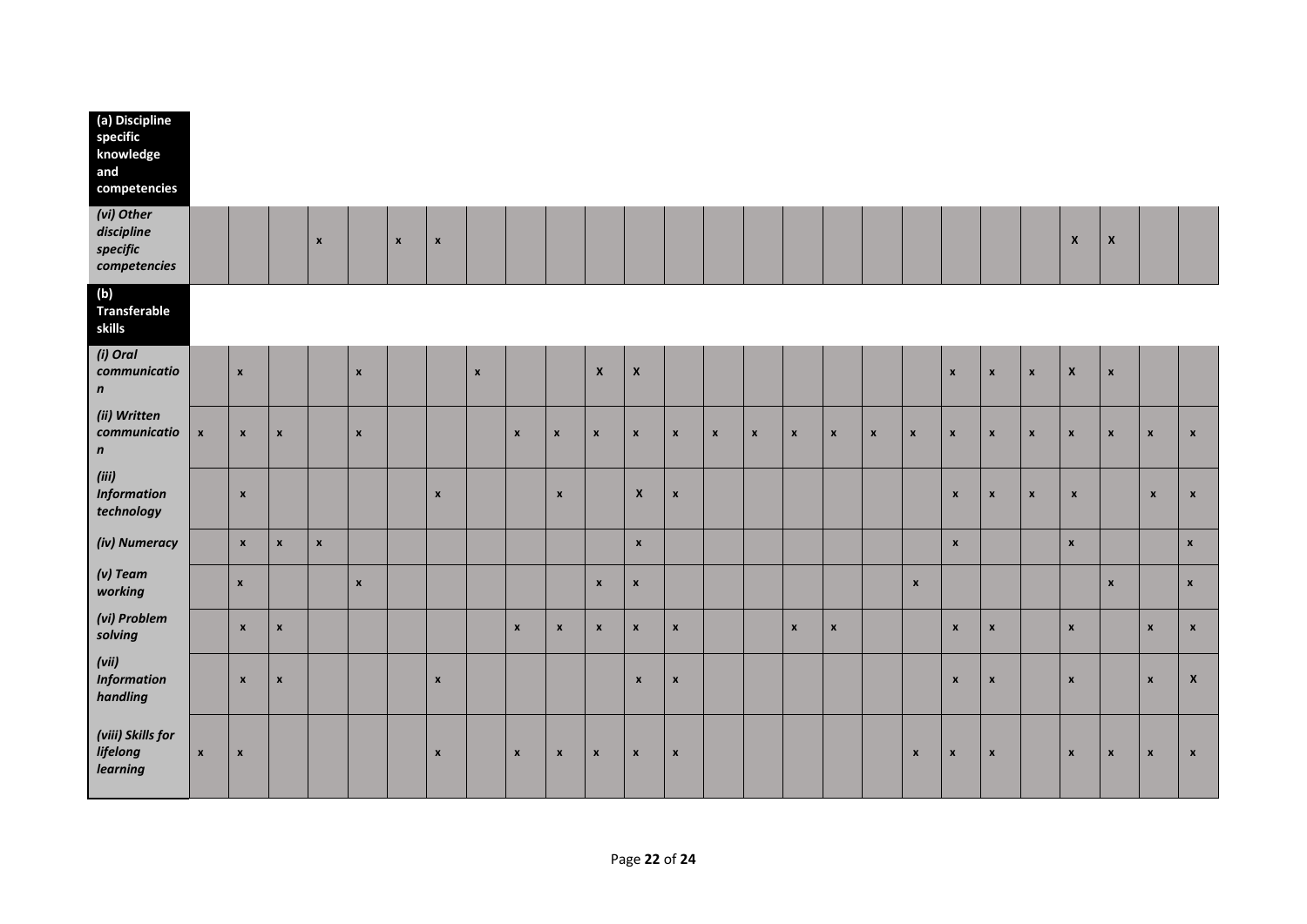| **(a) Discipline specific knowledge and competencies** | | | | | | | | | | | | | | | | | | | | | | | | | | |
|---|---|---|---|---|---|---|---|---|---|---|---|---|---|---|---|---|---|---|---|---|---|---|---|---|---|---|
| *(vi) Other discipline specific competencies* | | | | x | | x | x | | | | | | | | | | | | | | | | X | X | | |
| **(b) Transferable skills** | | | | | | | | | | | | | | | | | | | | | | | | | | |
| *(i) Oral communication* | | x | | | x | | | x | | | X | X | | | | | | | | x | x | x | X | x | | |
| *(ii) Written communication* | x | x | x | | x | | | | x | x | x | x | x | x | x | x | x | x | x | x | x | x | x | x | x | x |
| *(iii) Information technology* | | x | | | | | x | | | x | | X | x | | | | | | | x | x | x | x | | x | x |
| *(iv) Numeracy* | | x | x | x | | | | | | | | x | | | | | | | | x | | | x | | | x |
| *(v) Team working* | | x | | | x | | | | | | x | x | | | | | | | x | | | | | x | | x |
| *(vi) Problem solving* | | x | x | | | | | | x | x | x | x | x | | | x | x | | | x | x | | x | | x | x |
| *(vii) Information handling* | | x | x | | | | x | | | | | x | x | | | | | | | x | x | | x | | x | X |
| *(viii) Skills for lifelong learning* | x | x | | | | | x | | x | x | x | x | x | | | | | | x | x | x | | x | x | x | x |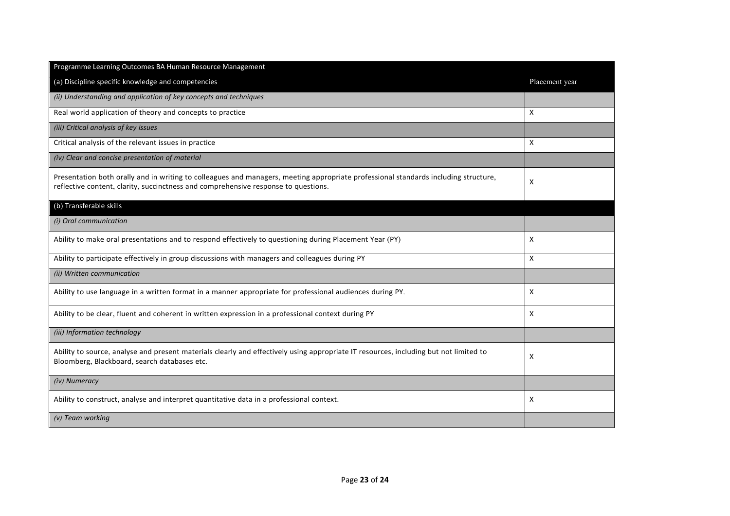| Programme Learning Outcomes BA Human Resource Management | |
|---|---|
| (a) Discipline specific knowledge and competencies | Placement year |
| *(ii) Understanding and application of key concepts and techniques* | |
| Real world application of theory and concepts to practice | X |
| *(iii) Critical analysis of key issues* | |
| Critical analysis of the relevant issues in practice | X |
| *(iv) Clear and concise presentation of material* | |
| Presentation both orally and in writing to colleagues and managers, meeting appropriate professional standards including structure, reflective content, clarity, succinctness and comprehensive response to questions. | X |
| (b) Transferable skills | |
| *(i) Oral communication* | |
| Ability to make oral presentations and to respond effectively to questioning during Placement Year (PY) | X |
| Ability to participate effectively in group discussions with managers and colleagues during PY | X |
| *(ii) Written communication* | |
| Ability to use language in a written format in a manner appropriate for professional audiences during PY. | X |
| Ability to be clear, fluent and coherent in written expression in a professional context during PY | X |
| *(iii) Information technology* | |
| Ability to source, analyse and present materials clearly and effectively using appropriate IT resources, including but not limited to Bloomberg, Blackboard, search databases etc. | X |
| *(iv) Numeracy* | |
| Ability to construct, analyse and interpret quantitative data in a professional context. | X |
| *(v) Team working* | |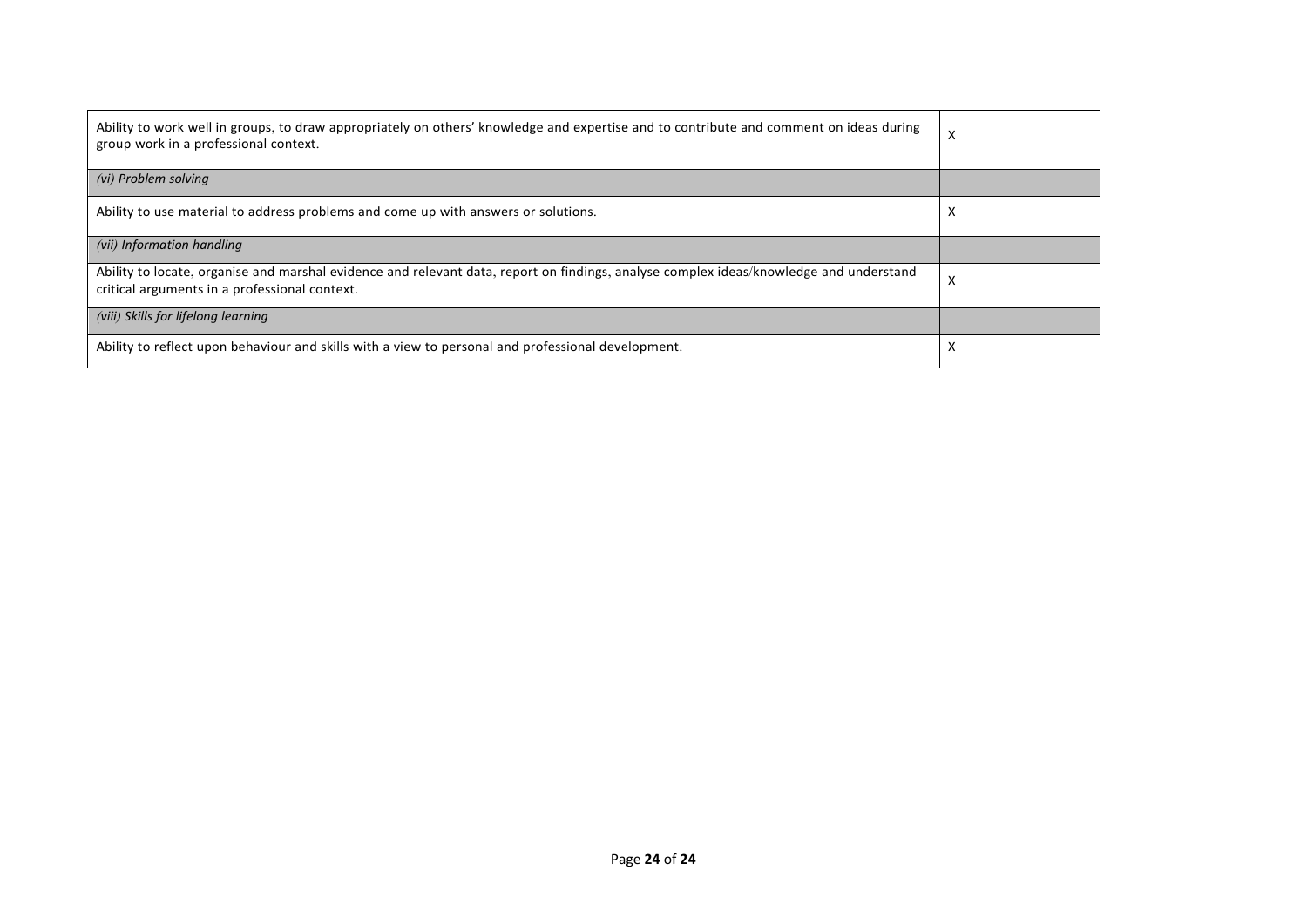| | |
|---|---|
| Ability to work well in groups, to draw appropriately on others' knowledge and expertise and to contribute and comment on ideas during group work in a professional context. | X |
| *(vi) Problem solving* | |
| Ability to use material to address problems and come up with answers or solutions. | X |
| *(vii) Information handling* | |
| Ability to locate, organise and marshal evidence and relevant data, report on findings, analyse complex ideas/knowledge and understand critical arguments in a professional context. | X |
| *(viii) Skills for lifelong learning* | |
| Ability to reflect upon behaviour and skills with a view to personal and professional development. | X |